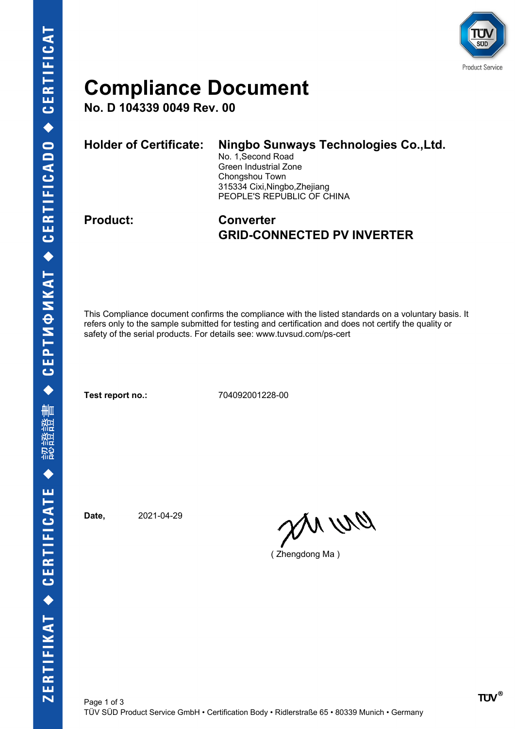# Compliance Document

**No. D 104339 0049 Rev. 00**

**Holder of Certificate:** **Ningbo Sunways Technologies Co.,Ltd.**
No. 1,Second Road
Green Industrial Zone
Chongshou Town
315334 Cixi,Ningbo,Zhejiang
PEOPLE'S REPUBLIC OF CHINA

**Product:** **Converter**
**GRID-CONNECTED PV INVERTER**

This Compliance document confirms the compliance with the listed standards on a voluntary basis. It refers only to the sample submitted for testing and certification and does not certify the quality or safety of the serial products. For details see: www.tuvsud.com/ps-cert

**Test report no.:** 704092001228-00

**Date,** 2021-04-29

( Zhengdong Ma )

TÜV SÜD Product Service GmbH • Certification Body • Ridlerstraße 65 • 80339 Munich • Germany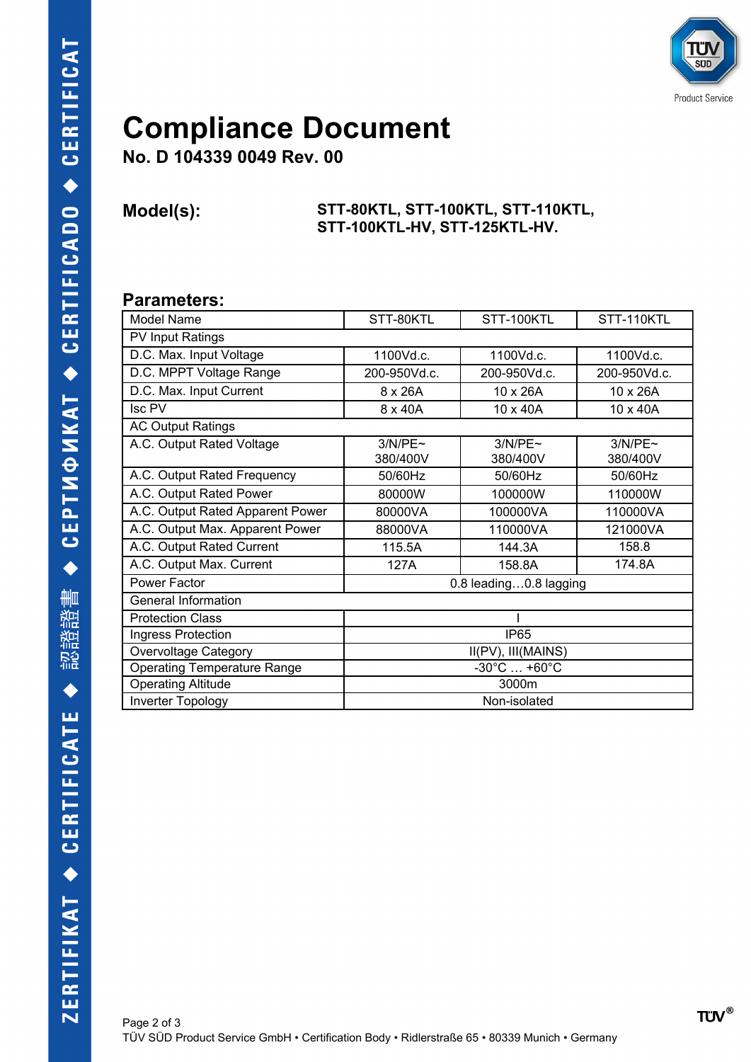# Compliance Document

**No. D 104339 0049 Rev. 00**

**Model(s):** **STT-80KTL, STT-100KTL, STT-110KTL, STT-100KTL-HV, STT-125KTL-HV.**

## Parameters:

| Model Name | STT-80KTL | STT-100KTL | STT-110KTL |
|---|---|---|---|
| PV Input Ratings | | | |
| D.C. Max. Input Voltage | 1100Vd.c. | 1100Vd.c. | 1100Vd.c. |
| D.C. MPPT Voltage Range | 200-950Vd.c. | 200-950Vd.c. | 200-950Vd.c. |
| D.C. Max. Input Current | 8 x 26A | 10 x 26A | 10 x 26A |
| Isc PV | 8 x 40A | 10 x 40A | 10 x 40A |
| AC Output Ratings | | | |
| A.C. Output Rated Voltage | 3/N/PE~ 380/400V | 3/N/PE~ 380/400V | 3/N/PE~ 380/400V |
| A.C. Output Rated Frequency | 50/60Hz | 50/60Hz | 50/60Hz |
| A.C. Output Rated Power | 80000W | 100000W | 110000W |
| A.C. Output Rated Apparent Power | 80000VA | 100000VA | 110000VA |
| A.C. Output Max. Apparent Power | 88000VA | 110000VA | 121000VA |
| A.C. Output Rated Current | 115.5A | 144.3A | 158.8 |
| A.C. Output Max. Current | 127A | 158.8A | 174.8A |
| Power Factor | 0.8 leading…0.8 lagging | | |
| General Information | | | |
| Protection Class | I | | |
| Ingress Protection | IP65 | | |
| Overvoltage Category | II(PV), III(MAINS) | | |
| Operating Temperature Range | -30°C … +60°C | | |
| Operating Altitude | 3000m | | |
| Inverter Topology | Non-isolated | | |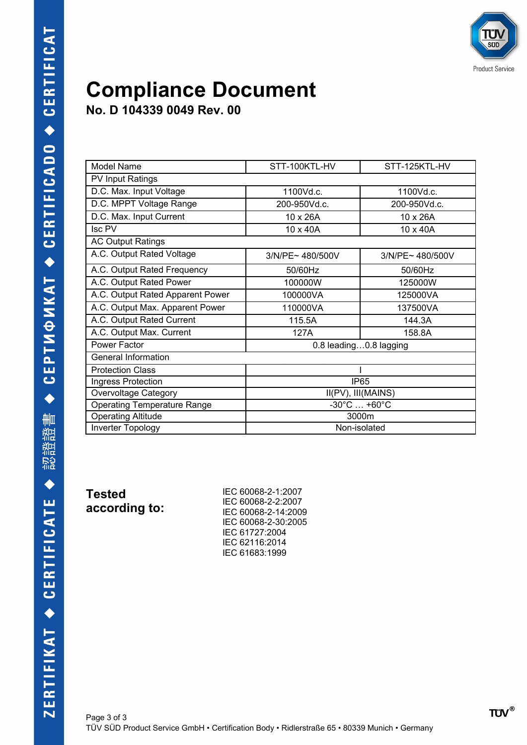# Compliance Document

**No. D 104339 0049 Rev. 00**

| Model Name | STT-100KTL-HV | STT-125KTL-HV |
|---|---|---|
| PV Input Ratings | | |
| D.C. Max. Input Voltage | 1100Vd.c. | 1100Vd.c. |
| D.C. MPPT Voltage Range | 200-950Vd.c. | 200-950Vd.c. |
| D.C. Max. Input Current | 10 x 26A | 10 x 26A |
| Isc PV | 10 x 40A | 10 x 40A |
| AC Output Ratings | | |
| A.C. Output Rated Voltage | 3/N/PE~ 480/500V | 3/N/PE~ 480/500V |
| A.C. Output Rated Frequency | 50/60Hz | 50/60Hz |
| A.C. Output Rated Power | 100000W | 125000W |
| A.C. Output Rated Apparent Power | 100000VA | 125000VA |
| A.C. Output Max. Apparent Power | 110000VA | 137500VA |
| A.C. Output Rated Current | 115.5A | 144.3A |
| A.C. Output Max. Current | 127A | 158.8A |
| Power Factor | 0.8 leading…0.8 lagging | |
| General Information | | |
| Protection Class | I | |
| Ingress Protection | IP65 | |
| Overvoltage Category | II(PV), III(MAINS) | |
| Operating Temperature Range | -30°C … +60°C | |
| Operating Altitude | 3000m | |
| Inverter Topology | Non-isolated | |

**Tested according to:**

IEC 60068-2-1:2007
IEC 60068-2-2:2007
IEC 60068-2-14:2009
IEC 60068-2-30:2005
IEC 61727:2004
IEC 62116:2014
IEC 61683:1999

TÜV SÜD Product Service GmbH • Certification Body • Ridlerstraße 65 • 80339 Munich • Germany